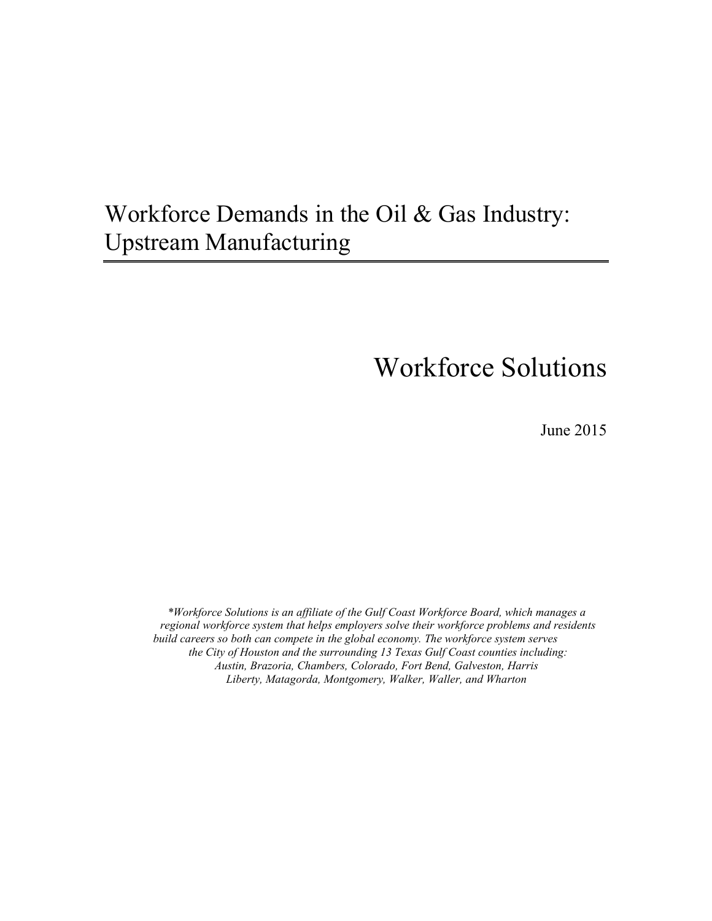# Workforce Demands in the Oil & Gas Industry: Upstream Manufacturing

## Workforce Solutions

June 2015

*\*Workforce Solutions is an affiliate of the Gulf Coast Workforce Board, which manages a regional workforce system that helps employers solve their workforce problems and residents build careers so both can compete in the global economy. The workforce system serves the City of Houston and the surrounding 13 Texas Gulf Coast counties including: Austin, Brazoria, Chambers, Colorado, Fort Bend, Galveston, Harris Liberty, Matagorda, Montgomery, Walker, Waller, and Wharton*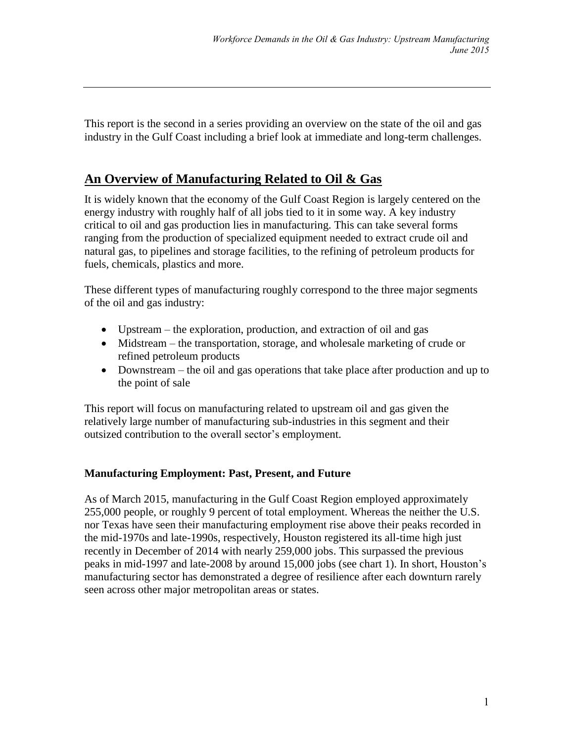This report is the second in a series providing an overview on the state of the oil and gas industry in the Gulf Coast including a brief look at immediate and long-term challenges.

## An Overview of Manufacturing Related to Oil & Gas

It is widely known that the economy of the Gulf Coast Region is largely centered on the energy industry with roughly half of all jobs tied to it in some way. A key industry critical to oil and gas production lies in manufacturing. This can take several forms ranging from the production of specialized equipment needed to extract crude oil and natural gas, to pipelines and storage facilities, to the refining of petroleum products for fuels, chemicals, plastics and more.

These different types of manufacturing roughly correspond to the three major segments of the oil and gas industry:

- Upstream – the exploration, production, and extraction of oil and gas
- Midstream – the transportation, storage, and wholesale marketing of crude or refined petroleum products
- Downstream – the oil and gas operations that take place after production and up to the point of sale

This report will focus on manufacturing related to upstream oil and gas given the relatively large number of manufacturing sub-industries in this segment and their outsized contribution to the overall sector's employment.

### Manufacturing Employment: Past, Present, and Future

As of March 2015, manufacturing in the Gulf Coast Region employed approximately 255,000 people, or roughly 9 percent of total employment. Whereas the neither the U.S. nor Texas have seen their manufacturing employment rise above their peaks recorded in the mid-1970s and late-1990s, respectively, Houston registered its all-time high just recently in December of 2014 with nearly 259,000 jobs. This surpassed the previous peaks in mid-1997 and late-2008 by around 15,000 jobs (see chart 1). In short, Houston's manufacturing sector has demonstrated a degree of resilience after each downturn rarely seen across other major metropolitan areas or states.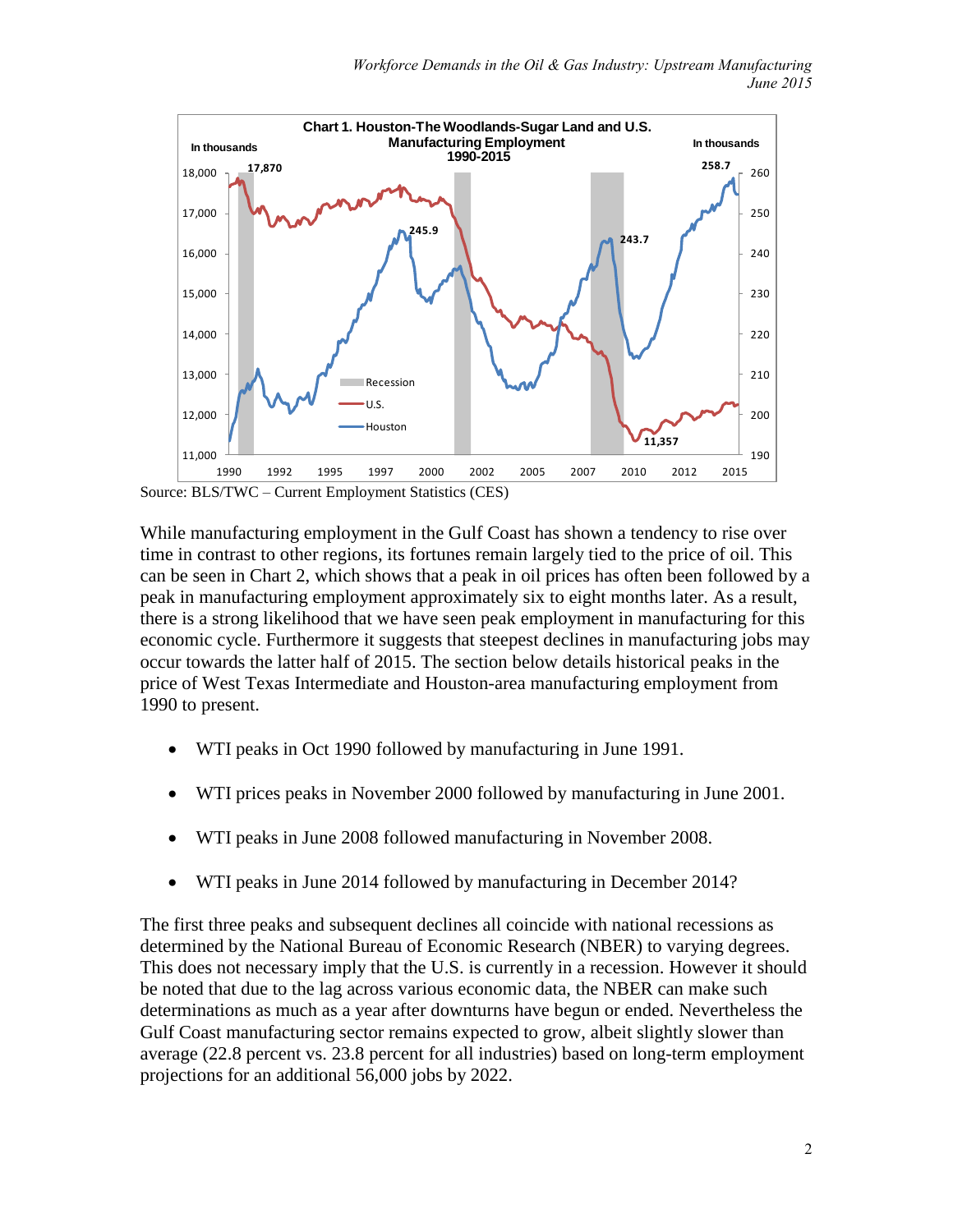**Chart 1. Houston-The Woodlands-Sugar Land and U.S. Manufacturing Employment 1990-2015**

Source: BLS/TWC – Current Employment Statistics (CES)

While manufacturing employment in the Gulf Coast has shown a tendency to rise over time in contrast to other regions, its fortunes remain largely tied to the price of oil. This can be seen in Chart 2, which shows that a peak in oil prices has often been followed by a peak in manufacturing employment approximately six to eight months later. As a result, there is a strong likelihood that we have seen peak employment in manufacturing for this economic cycle. Furthermore it suggests that steepest declines in manufacturing jobs may occur towards the latter half of 2015. The section below details historical peaks in the price of West Texas Intermediate and Houston-area manufacturing employment from 1990 to present.

- WTI peaks in Oct 1990 followed by manufacturing in June 1991.
- WTI prices peaks in November 2000 followed by manufacturing in June 2001.
- WTI peaks in June 2008 followed manufacturing in November 2008.
- WTI peaks in June 2014 followed by manufacturing in December 2014?

The first three peaks and subsequent declines all coincide with national recessions as determined by the National Bureau of Economic Research (NBER) to varying degrees. This does not necessary imply that the U.S. is currently in a recession. However it should be noted that due to the lag across various economic data, the NBER can make such determinations as much as a year after downturns have begun or ended. Nevertheless the Gulf Coast manufacturing sector remains expected to grow, albeit slightly slower than average (22.8 percent vs. 23.8 percent for all industries) based on long-term employment projections for an additional 56,000 jobs by 2022.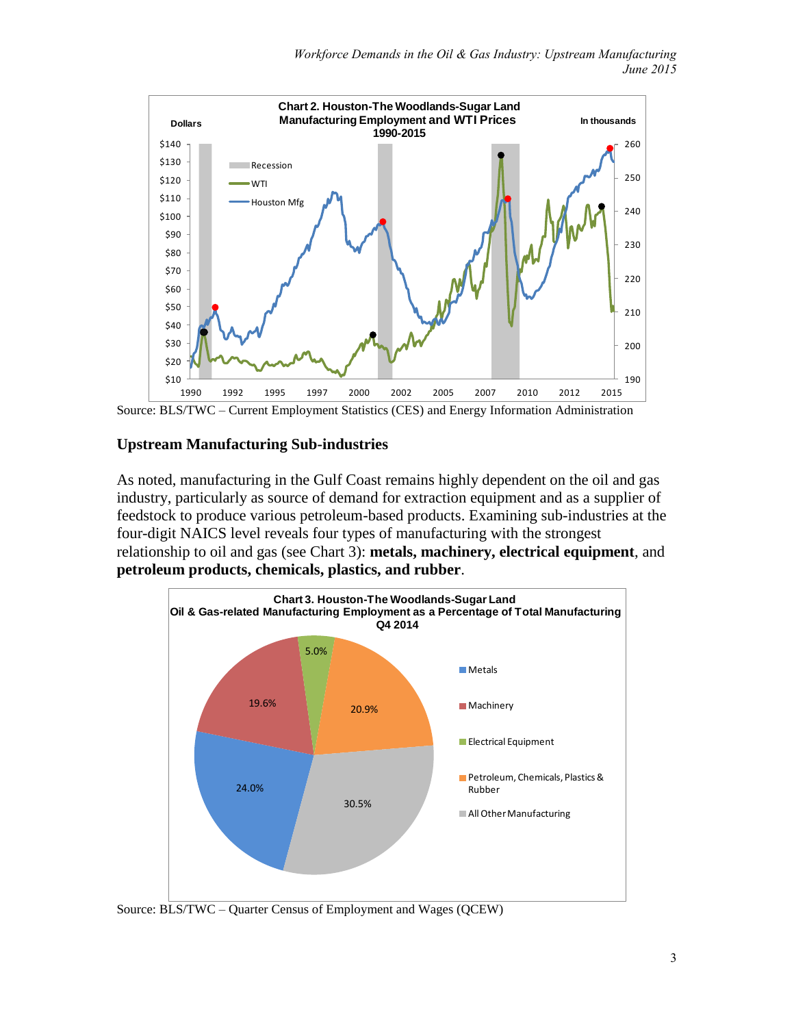**Chart 2. Houston-The Woodlands-Sugar Land Manufacturing Employment and WTI Prices 1990-2015**

Source: BLS/TWC – Current Employment Statistics (CES) and Energy Information Administration

## Upstream Manufacturing Sub-industries

As noted, manufacturing in the Gulf Coast remains highly dependent on the oil and gas industry, particularly as source of demand for extraction equipment and as a supplier of feedstock to produce various petroleum-based products. Examining sub-industries at the four-digit NAICS level reveals four types of manufacturing with the strongest relationship to oil and gas (see Chart 3): **metals, machinery, electrical equipment**, and **petroleum products, chemicals, plastics, and rubber**.

**Chart 3. Houston-The Woodlands-Sugar Land Oil & Gas-related Manufacturing Employment as a Percentage of Total Manufacturing Q4 2014**

| Category | Percentage |
|---|---|
| Metals | 24.0% |
| Machinery | 19.6% |
| Electrical Equipment | 5.0% |
| Petroleum, Chemicals, Plastics & Rubber | 20.9% |
| All Other Manufacturing | 30.5% |

Source: BLS/TWC – Quarter Census of Employment and Wages (QCEW)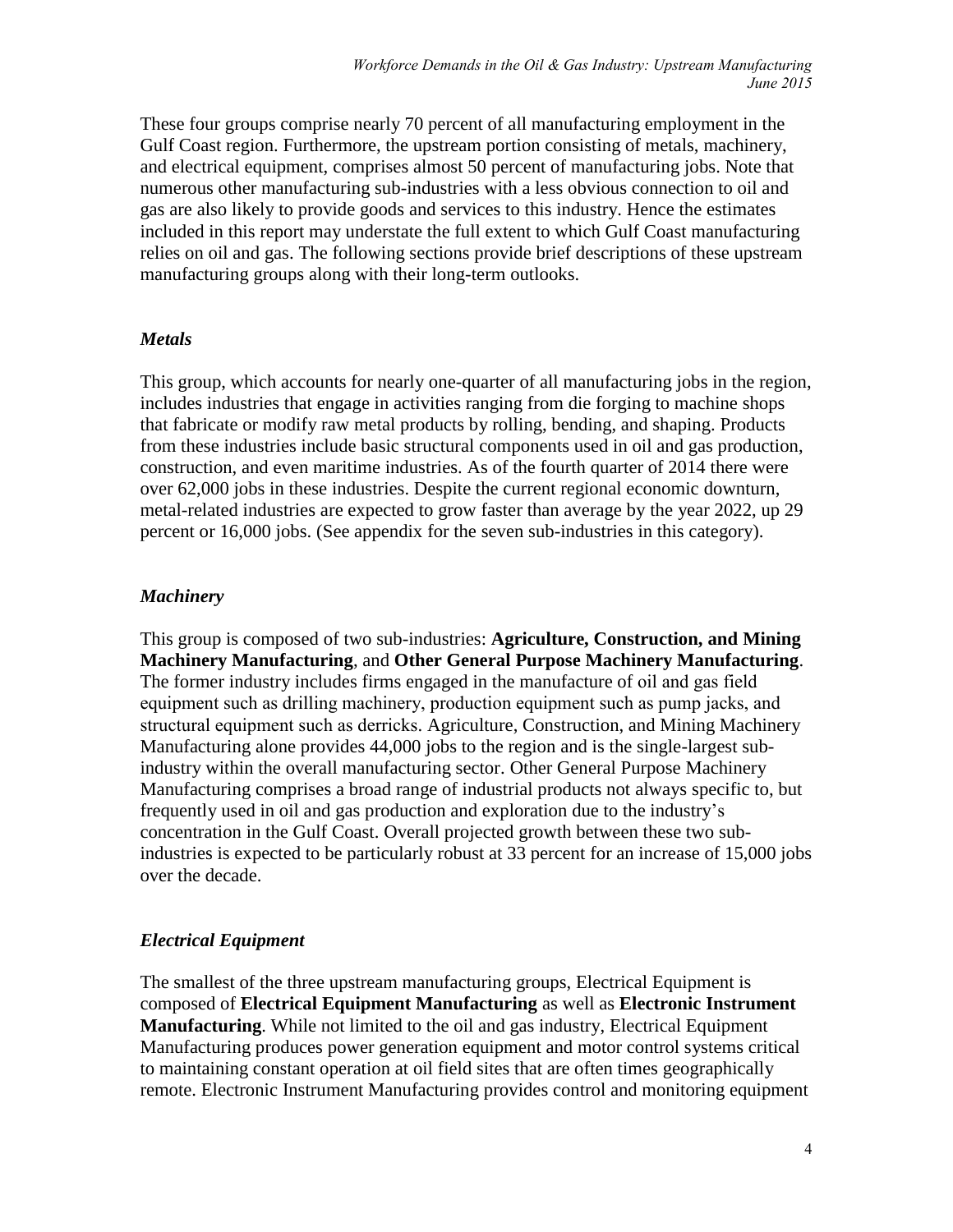These four groups comprise nearly 70 percent of all manufacturing employment in the Gulf Coast region. Furthermore, the upstream portion consisting of metals, machinery, and electrical equipment, comprises almost 50 percent of manufacturing jobs. Note that numerous other manufacturing sub-industries with a less obvious connection to oil and gas are also likely to provide goods and services to this industry. Hence the estimates included in this report may understate the full extent to which Gulf Coast manufacturing relies on oil and gas. The following sections provide brief descriptions of these upstream manufacturing groups along with their long-term outlooks.

### *Metals*

This group, which accounts for nearly one-quarter of all manufacturing jobs in the region, includes industries that engage in activities ranging from die forging to machine shops that fabricate or modify raw metal products by rolling, bending, and shaping. Products from these industries include basic structural components used in oil and gas production, construction, and even maritime industries. As of the fourth quarter of 2014 there were over 62,000 jobs in these industries. Despite the current regional economic downturn, metal-related industries are expected to grow faster than average by the year 2022, up 29 percent or 16,000 jobs. (See appendix for the seven sub-industries in this category).

### *Machinery*

This group is composed of two sub-industries: **Agriculture, Construction, and Mining Machinery Manufacturing**, and **Other General Purpose Machinery Manufacturing**. The former industry includes firms engaged in the manufacture of oil and gas field equipment such as drilling machinery, production equipment such as pump jacks, and structural equipment such as derricks. Agriculture, Construction, and Mining Machinery Manufacturing alone provides 44,000 jobs to the region and is the single-largest sub-industry within the overall manufacturing sector. Other General Purpose Machinery Manufacturing comprises a broad range of industrial products not always specific to, but frequently used in oil and gas production and exploration due to the industry's concentration in the Gulf Coast. Overall projected growth between these two sub-industries is expected to be particularly robust at 33 percent for an increase of 15,000 jobs over the decade.

### *Electrical Equipment*

The smallest of the three upstream manufacturing groups, Electrical Equipment is composed of **Electrical Equipment Manufacturing** as well as **Electronic Instrument Manufacturing**. While not limited to the oil and gas industry, Electrical Equipment Manufacturing produces power generation equipment and motor control systems critical to maintaining constant operation at oil field sites that are often times geographically remote. Electronic Instrument Manufacturing provides control and monitoring equipment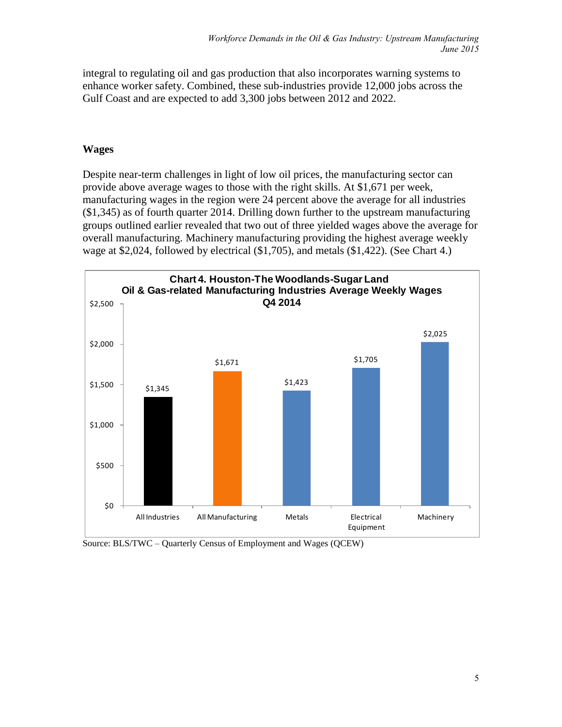integral to regulating oil and gas production that also incorporates warning systems to enhance worker safety. Combined, these sub-industries provide 12,000 jobs across the Gulf Coast and are expected to add 3,300 jobs between 2012 and 2022.

## Wages

Despite near-term challenges in light of low oil prices, the manufacturing sector can provide above average wages to those with the right skills. At $1,671 per week, manufacturing wages in the region were 24 percent above the average for all industries ($1,345) as of fourth quarter 2014. Drilling down further to the upstream manufacturing groups outlined earlier revealed that two out of three yielded wages above the average for overall manufacturing. Machinery manufacturing providing the highest average weekly wage at $2,024, followed by electrical ($1,705), and metals ($1,422). (See Chart 4.)

**Chart 4. Houston-The Woodlands-Sugar Land Oil & Gas-related Manufacturing Industries Average Weekly Wages Q4 2014**

| Industry | Average Weekly Wage |
| --- | --- |
| All Industries | $1,345 |
| All Manufacturing | $1,671 |
| Metals | $1,423 |
| Electrical Equipment | $1,705 |
| Machinery | $2,025 |

Source: BLS/TWC – Quarterly Census of Employment and Wages (QCEW)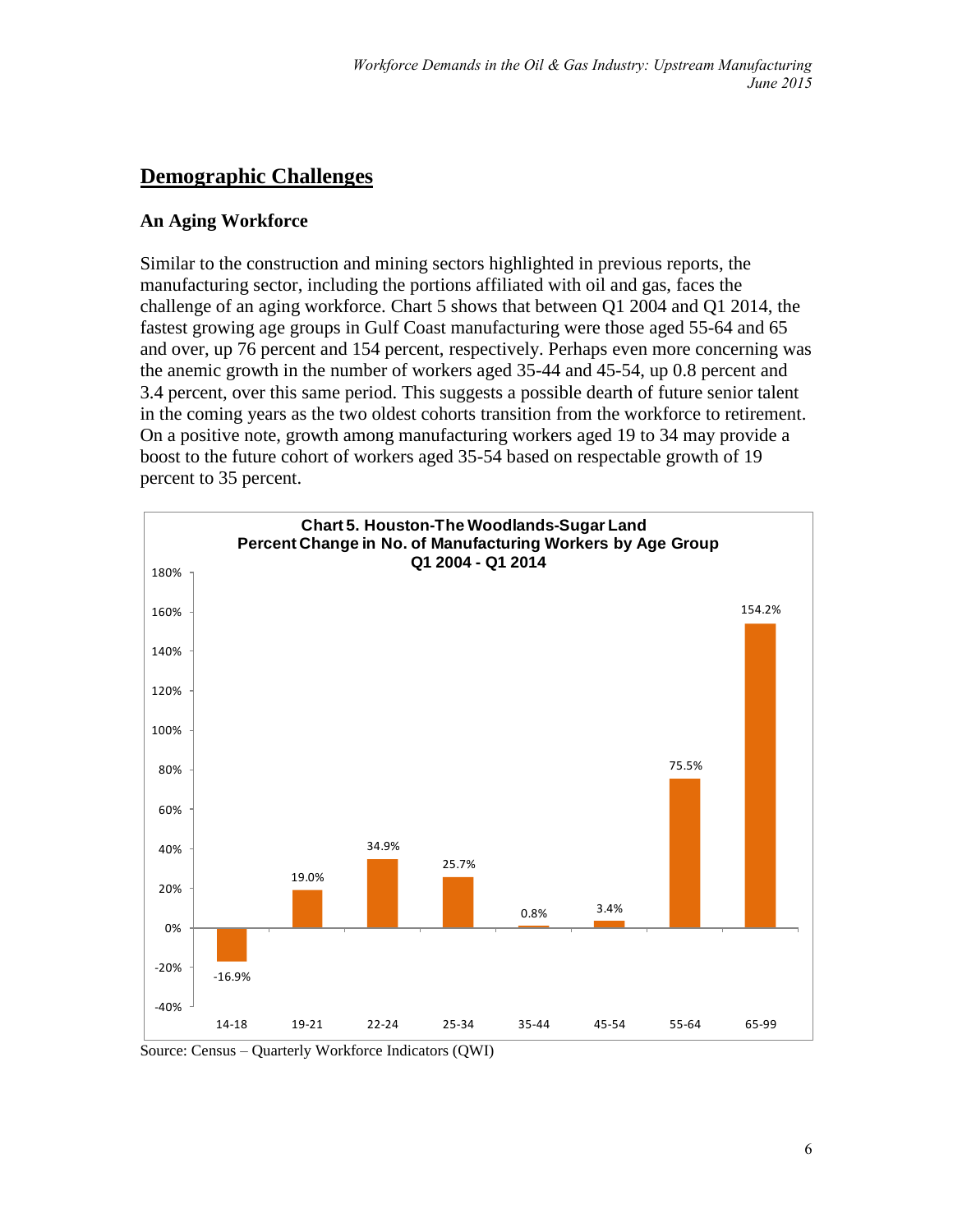## Demographic Challenges

### An Aging Workforce

Similar to the construction and mining sectors highlighted in previous reports, the manufacturing sector, including the portions affiliated with oil and gas, faces the challenge of an aging workforce. Chart 5 shows that between Q1 2004 and Q1 2014, the fastest growing age groups in Gulf Coast manufacturing were those aged 55-64 and 65 and over, up 76 percent and 154 percent, respectively. Perhaps even more concerning was the anemic growth in the number of workers aged 35-44 and 45-54, up 0.8 percent and 3.4 percent, over this same period. This suggests a possible dearth of future senior talent in the coming years as the two oldest cohorts transition from the workforce to retirement. On a positive note, growth among manufacturing workers aged 19 to 34 may provide a boost to the future cohort of workers aged 35-54 based on respectable growth of 19 percent to 35 percent.

**Chart 5. Houston-The Woodlands-Sugar Land Percent Change in No. of Manufacturing Workers by Age Group Q1 2004 - Q1 2014**

| Age Group | Percent Change |
|---|---|
| 14-18 | -16.9% |
| 19-21 | 19.0% |
| 22-24 | 34.9% |
| 25-34 | 25.7% |
| 35-44 | 0.8% |
| 45-54 | 3.4% |
| 55-64 | 75.5% |
| 65-99 | 154.2% |

Source: Census – Quarterly Workforce Indicators (QWI)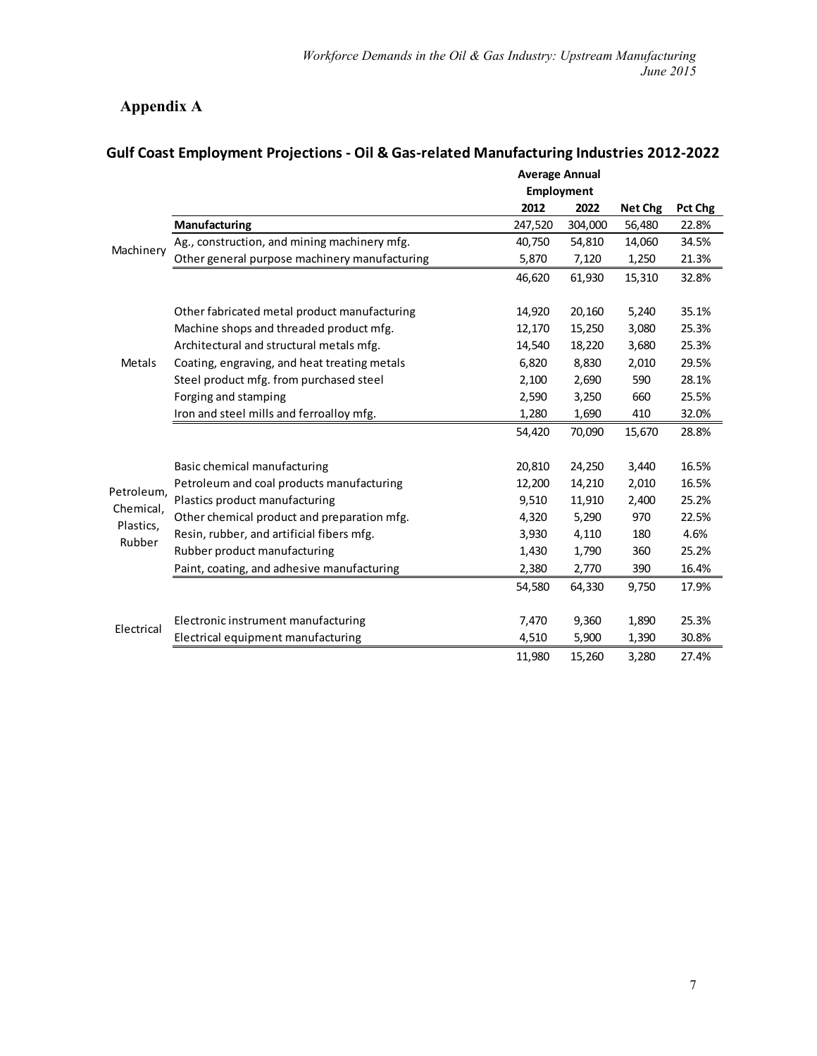## Appendix A

### Gulf Coast Employment Projections - Oil & Gas-related Manufacturing Industries 2012-2022

| | | Average Annual Employment | | | |
|---|---|---|---|---|---|
| | | 2012 | 2022 | Net Chg | Pct Chg |
| | **Manufacturing** | 247,520 | 304,000 | 56,480 | 22.8% |
| Machinery | Ag., construction, and mining machinery mfg. | 40,750 | 54,810 | 14,060 | 34.5% |
| | Other general purpose machinery manufacturing | 5,870 | 7,120 | 1,250 | 21.3% |
| | | 46,620 | 61,930 | 15,310 | 32.8% |
| Metals | Other fabricated metal product manufacturing | 14,920 | 20,160 | 5,240 | 35.1% |
| | Machine shops and threaded product mfg. | 12,170 | 15,250 | 3,080 | 25.3% |
| | Architectural and structural metals mfg. | 14,540 | 18,220 | 3,680 | 25.3% |
| | Coating, engraving, and heat treating metals | 6,820 | 8,830 | 2,010 | 29.5% |
| | Steel product mfg. from purchased steel | 2,100 | 2,690 | 590 | 28.1% |
| | Forging and stamping | 2,590 | 3,250 | 660 | 25.5% |
| | Iron and steel mills and ferroalloy mfg. | 1,280 | 1,690 | 410 | 32.0% |
| | | 54,420 | 70,090 | 15,670 | 28.8% |
| Petroleum, Chemical, Plastics, Rubber | Basic chemical manufacturing | 20,810 | 24,250 | 3,440 | 16.5% |
| | Petroleum and coal products manufacturing | 12,200 | 14,210 | 2,010 | 16.5% |
| | Plastics product manufacturing | 9,510 | 11,910 | 2,400 | 25.2% |
| | Other chemical product and preparation mfg. | 4,320 | 5,290 | 970 | 22.5% |
| | Resin, rubber, and artificial fibers mfg. | 3,930 | 4,110 | 180 | 4.6% |
| | Rubber product manufacturing | 1,430 | 1,790 | 360 | 25.2% |
| | Paint, coating, and adhesive manufacturing | 2,380 | 2,770 | 390 | 16.4% |
| | | 54,580 | 64,330 | 9,750 | 17.9% |
| Electrical | Electronic instrument manufacturing | 7,470 | 9,360 | 1,890 | 25.3% |
| | Electrical equipment manufacturing | 4,510 | 5,900 | 1,390 | 30.8% |
| | | 11,980 | 15,260 | 3,280 | 27.4% |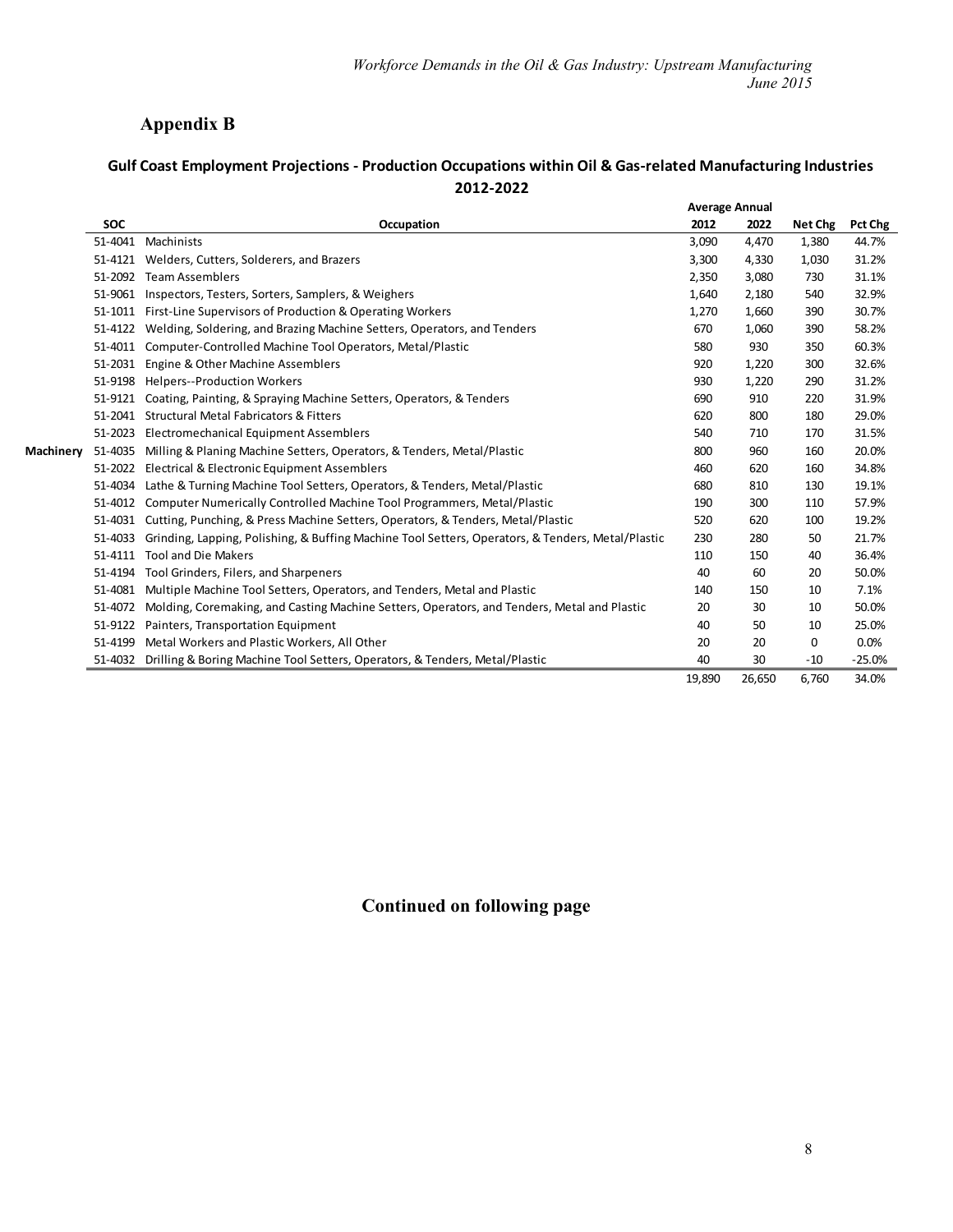## Appendix B

### Gulf Coast Employment Projections - Production Occupations within Oil & Gas-related Manufacturing Industries 2012-2022

| | SOC | Occupation | Average Annual 2012 | Average Annual 2022 | Net Chg | Pct Chg |
|---|---|---|---|---|---|---|
| | 51-4041 | Machinists | 3,090 | 4,470 | 1,380 | 44.7% |
| | 51-4121 | Welders, Cutters, Solderers, and Brazers | 3,300 | 4,330 | 1,030 | 31.2% |
| | 51-2092 | Team Assemblers | 2,350 | 3,080 | 730 | 31.1% |
| | 51-9061 | Inspectors, Testers, Sorters, Samplers, & Weighers | 1,640 | 2,180 | 540 | 32.9% |
| | 51-1011 | First-Line Supervisors of Production & Operating Workers | 1,270 | 1,660 | 390 | 30.7% |
| | 51-4122 | Welding, Soldering, and Brazing Machine Setters, Operators, and Tenders | 670 | 1,060 | 390 | 58.2% |
| | 51-4011 | Computer-Controlled Machine Tool Operators, Metal/Plastic | 580 | 930 | 350 | 60.3% |
| | 51-2031 | Engine & Other Machine Assemblers | 920 | 1,220 | 300 | 32.6% |
| | 51-9198 | Helpers--Production Workers | 930 | 1,220 | 290 | 31.2% |
| | 51-9121 | Coating, Painting, & Spraying Machine Setters, Operators, & Tenders | 690 | 910 | 220 | 31.9% |
| | 51-2041 | Structural Metal Fabricators & Fitters | 620 | 800 | 180 | 29.0% |
| | 51-2023 | Electromechanical Equipment Assemblers | 540 | 710 | 170 | 31.5% |
| Machinery | 51-4035 | Milling & Planing Machine Setters, Operators, & Tenders, Metal/Plastic | 800 | 960 | 160 | 20.0% |
| | 51-2022 | Electrical & Electronic Equipment Assemblers | 460 | 620 | 160 | 34.8% |
| | 51-4034 | Lathe & Turning Machine Tool Setters, Operators, & Tenders, Metal/Plastic | 680 | 810 | 130 | 19.1% |
| | 51-4012 | Computer Numerically Controlled Machine Tool Programmers, Metal/Plastic | 190 | 300 | 110 | 57.9% |
| | 51-4031 | Cutting, Punching, & Press Machine Setters, Operators, & Tenders, Metal/Plastic | 520 | 620 | 100 | 19.2% |
| | 51-4033 | Grinding, Lapping, Polishing, & Buffing Machine Tool Setters, Operators, & Tenders, Metal/Plastic | 230 | 280 | 50 | 21.7% |
| | 51-4111 | Tool and Die Makers | 110 | 150 | 40 | 36.4% |
| | 51-4194 | Tool Grinders, Filers, and Sharpeners | 40 | 60 | 20 | 50.0% |
| | 51-4081 | Multiple Machine Tool Setters, Operators, and Tenders, Metal and Plastic | 140 | 150 | 10 | 7.1% |
| | 51-4072 | Molding, Coremaking, and Casting Machine Setters, Operators, and Tenders, Metal and Plastic | 20 | 30 | 10 | 50.0% |
| | 51-9122 | Painters, Transportation Equipment | 40 | 50 | 10 | 25.0% |
| | 51-4199 | Metal Workers and Plastic Workers, All Other | 20 | 20 | 0 | 0.0% |
| | 51-4032 | Drilling & Boring Machine Tool Setters, Operators, & Tenders, Metal/Plastic | 40 | 30 | -10 | -25.0% |
| | | | 19,890 | 26,650 | 6,760 | 34.0% |

**Continued on following page**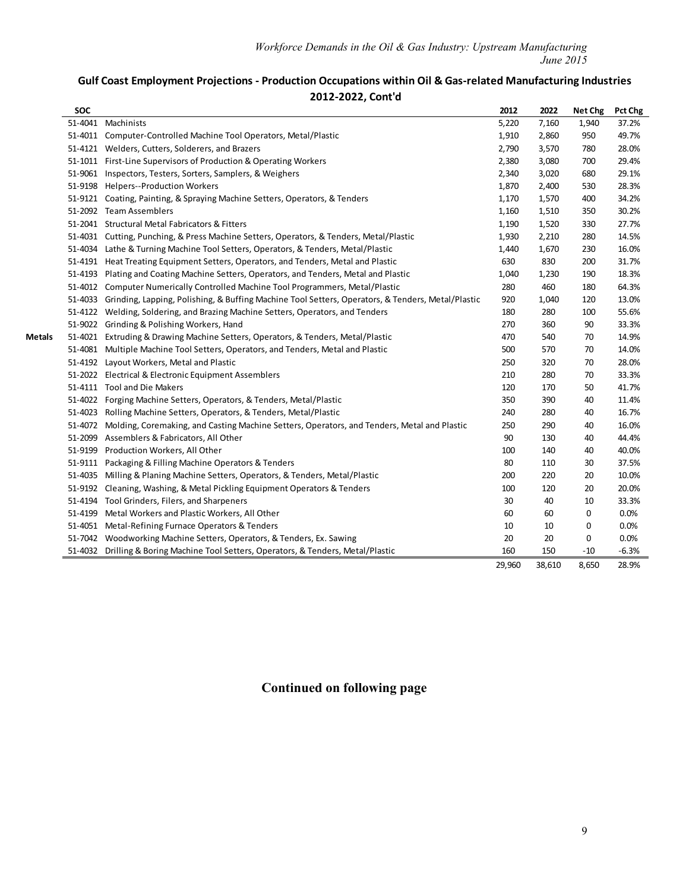## Gulf Coast Employment Projections - Production Occupations within Oil & Gas-related Manufacturing Industries 2012-2022, Cont'd

| | SOC | | 2012 | 2022 | Net Chg | Pct Chg |
|---|---|---|---|---|---|---|
| | 51-4041 | Machinists | 5,220 | 7,160 | 1,940 | 37.2% |
| | 51-4011 | Computer-Controlled Machine Tool Operators, Metal/Plastic | 1,910 | 2,860 | 950 | 49.7% |
| | 51-4121 | Welders, Cutters, Solderers, and Brazers | 2,790 | 3,570 | 780 | 28.0% |
| | 51-1011 | First-Line Supervisors of Production & Operating Workers | 2,380 | 3,080 | 700 | 29.4% |
| | 51-9061 | Inspectors, Testers, Sorters, Samplers, & Weighers | 2,340 | 3,020 | 680 | 29.1% |
| | 51-9198 | Helpers--Production Workers | 1,870 | 2,400 | 530 | 28.3% |
| | 51-9121 | Coating, Painting, & Spraying Machine Setters, Operators, & Tenders | 1,170 | 1,570 | 400 | 34.2% |
| | 51-2092 | Team Assemblers | 1,160 | 1,510 | 350 | 30.2% |
| | 51-2041 | Structural Metal Fabricators & Fitters | 1,190 | 1,520 | 330 | 27.7% |
| | 51-4031 | Cutting, Punching, & Press Machine Setters, Operators, & Tenders, Metal/Plastic | 1,930 | 2,210 | 280 | 14.5% |
| | 51-4034 | Lathe & Turning Machine Tool Setters, Operators, & Tenders, Metal/Plastic | 1,440 | 1,670 | 230 | 16.0% |
| | 51-4191 | Heat Treating Equipment Setters, Operators, and Tenders, Metal and Plastic | 630 | 830 | 200 | 31.7% |
| | 51-4193 | Plating and Coating Machine Setters, Operators, and Tenders, Metal and Plastic | 1,040 | 1,230 | 190 | 18.3% |
| | 51-4012 | Computer Numerically Controlled Machine Tool Programmers, Metal/Plastic | 280 | 460 | 180 | 64.3% |
| | 51-4033 | Grinding, Lapping, Polishing, & Buffing Machine Tool Setters, Operators, & Tenders, Metal/Plastic | 920 | 1,040 | 120 | 13.0% |
| | 51-4122 | Welding, Soldering, and Brazing Machine Setters, Operators, and Tenders | 180 | 280 | 100 | 55.6% |
| | 51-9022 | Grinding & Polishing Workers, Hand | 270 | 360 | 90 | 33.3% |
| **Metals** | 51-4021 | Extruding & Drawing Machine Setters, Operators, & Tenders, Metal/Plastic | 470 | 540 | 70 | 14.9% |
| | 51-4081 | Multiple Machine Tool Setters, Operators, and Tenders, Metal and Plastic | 500 | 570 | 70 | 14.0% |
| | 51-4192 | Layout Workers, Metal and Plastic | 250 | 320 | 70 | 28.0% |
| | 51-2022 | Electrical & Electronic Equipment Assemblers | 210 | 280 | 70 | 33.3% |
| | 51-4111 | Tool and Die Makers | 120 | 170 | 50 | 41.7% |
| | 51-4022 | Forging Machine Setters, Operators, & Tenders, Metal/Plastic | 350 | 390 | 40 | 11.4% |
| | 51-4023 | Rolling Machine Setters, Operators, & Tenders, Metal/Plastic | 240 | 280 | 40 | 16.7% |
| | 51-4072 | Molding, Coremaking, and Casting Machine Setters, Operators, and Tenders, Metal and Plastic | 250 | 290 | 40 | 16.0% |
| | 51-2099 | Assemblers & Fabricators, All Other | 90 | 130 | 40 | 44.4% |
| | 51-9199 | Production Workers, All Other | 100 | 140 | 40 | 40.0% |
| | 51-9111 | Packaging & Filling Machine Operators & Tenders | 80 | 110 | 30 | 37.5% |
| | 51-4035 | Milling & Planing Machine Setters, Operators, & Tenders, Metal/Plastic | 200 | 220 | 20 | 10.0% |
| | 51-9192 | Cleaning, Washing, & Metal Pickling Equipment Operators & Tenders | 100 | 120 | 20 | 20.0% |
| | 51-4194 | Tool Grinders, Filers, and Sharpeners | 30 | 40 | 10 | 33.3% |
| | 51-4199 | Metal Workers and Plastic Workers, All Other | 60 | 60 | 0 | 0.0% |
| | 51-4051 | Metal-Refining Furnace Operators & Tenders | 10 | 10 | 0 | 0.0% |
| | 51-7042 | Woodworking Machine Setters, Operators, & Tenders, Ex. Sawing | 20 | 20 | 0 | 0.0% |
| | 51-4032 | Drilling & Boring Machine Tool Setters, Operators, & Tenders, Metal/Plastic | 160 | 150 | -10 | -6.3% |
| | | | 29,960 | 38,610 | 8,650 | 28.9% |

**Continued on following page**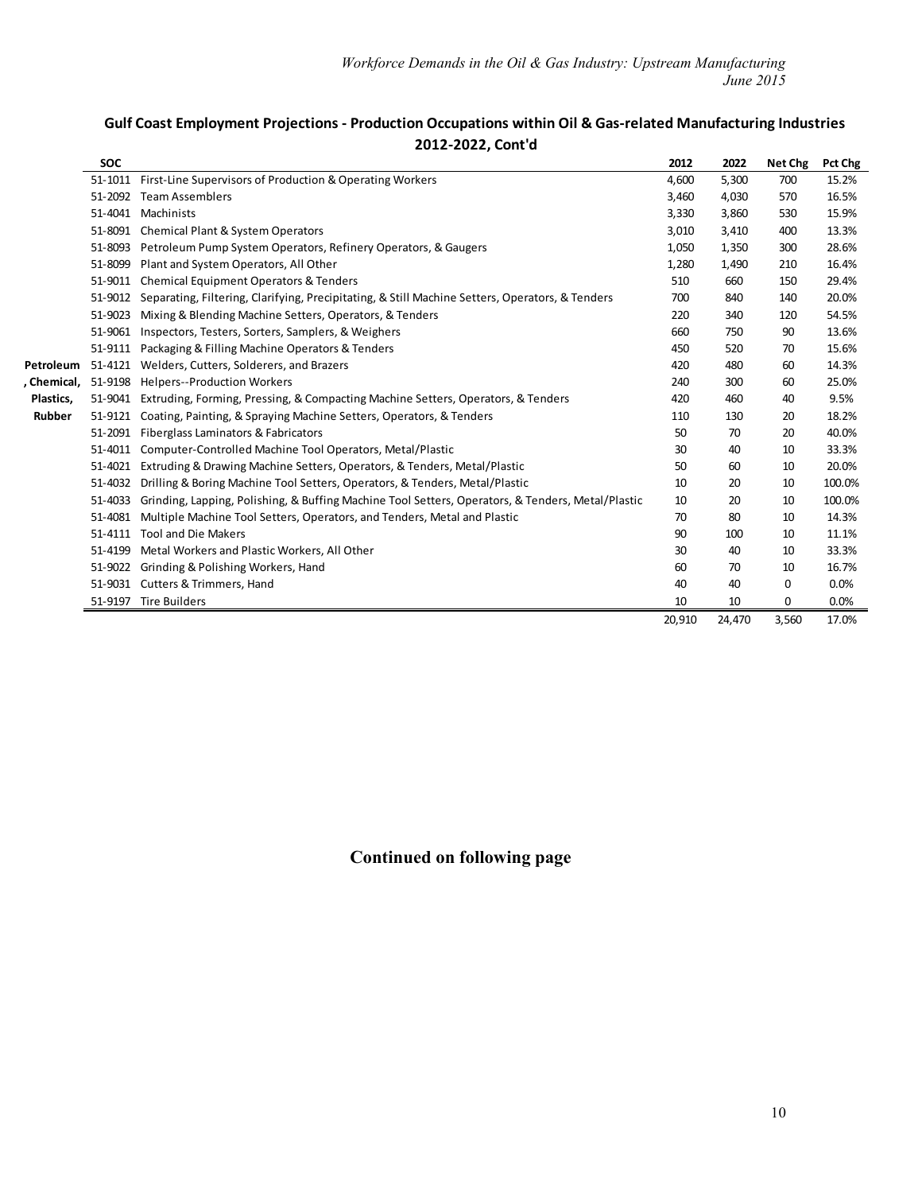## Gulf Coast Employment Projections - Production Occupations within Oil & Gas-related Manufacturing Industries 2012-2022, Cont'd

| | SOC | | 2012 | 2022 | Net Chg | Pct Chg |
|---|---|---|---|---|---|---|
| Petroleum, Chemical, Plastics, Rubber | 51-1011 | First-Line Supervisors of Production & Operating Workers | 4,600 | 5,300 | 700 | 15.2% |
| | 51-2092 | Team Assemblers | 3,460 | 4,030 | 570 | 16.5% |
| | 51-4041 | Machinists | 3,330 | 3,860 | 530 | 15.9% |
| | 51-8091 | Chemical Plant & System Operators | 3,010 | 3,410 | 400 | 13.3% |
| | 51-8093 | Petroleum Pump System Operators, Refinery Operators, & Gaugers | 1,050 | 1,350 | 300 | 28.6% |
| | 51-8099 | Plant and System Operators, All Other | 1,280 | 1,490 | 210 | 16.4% |
| | 51-9011 | Chemical Equipment Operators & Tenders | 510 | 660 | 150 | 29.4% |
| | 51-9012 | Separating, Filtering, Clarifying, Precipitating, & Still Machine Setters, Operators, & Tenders | 700 | 840 | 140 | 20.0% |
| | 51-9023 | Mixing & Blending Machine Setters, Operators, & Tenders | 220 | 340 | 120 | 54.5% |
| | 51-9061 | Inspectors, Testers, Sorters, Samplers, & Weighers | 660 | 750 | 90 | 13.6% |
| | 51-9111 | Packaging & Filling Machine Operators & Tenders | 450 | 520 | 70 | 15.6% |
| | 51-4121 | Welders, Cutters, Solderers, and Brazers | 420 | 480 | 60 | 14.3% |
| | 51-9198 | Helpers--Production Workers | 240 | 300 | 60 | 25.0% |
| | 51-9041 | Extruding, Forming, Pressing, & Compacting Machine Setters, Operators, & Tenders | 420 | 460 | 40 | 9.5% |
| | 51-9121 | Coating, Painting, & Spraying Machine Setters, Operators, & Tenders | 110 | 130 | 20 | 18.2% |
| | 51-2091 | Fiberglass Laminators & Fabricators | 50 | 70 | 20 | 40.0% |
| | 51-4011 | Computer-Controlled Machine Tool Operators, Metal/Plastic | 30 | 40 | 10 | 33.3% |
| | 51-4021 | Extruding & Drawing Machine Setters, Operators, & Tenders, Metal/Plastic | 50 | 60 | 10 | 20.0% |
| | 51-4032 | Drilling & Boring Machine Tool Setters, Operators, & Tenders, Metal/Plastic | 10 | 20 | 10 | 100.0% |
| | 51-4033 | Grinding, Lapping, Polishing, & Buffing Machine Tool Setters, Operators, & Tenders, Metal/Plastic | 10 | 20 | 10 | 100.0% |
| | 51-4081 | Multiple Machine Tool Setters, Operators, and Tenders, Metal and Plastic | 70 | 80 | 10 | 14.3% |
| | 51-4111 | Tool and Die Makers | 90 | 100 | 10 | 11.1% |
| | 51-4199 | Metal Workers and Plastic Workers, All Other | 30 | 40 | 10 | 33.3% |
| | 51-9022 | Grinding & Polishing Workers, Hand | 60 | 70 | 10 | 16.7% |
| | 51-9031 | Cutters & Trimmers, Hand | 40 | 40 | 0 | 0.0% |
| | 51-9197 | Tire Builders | 10 | 10 | 0 | 0.0% |
| | | | 20,910 | 24,470 | 3,560 | 17.0% |

**Continued on following page**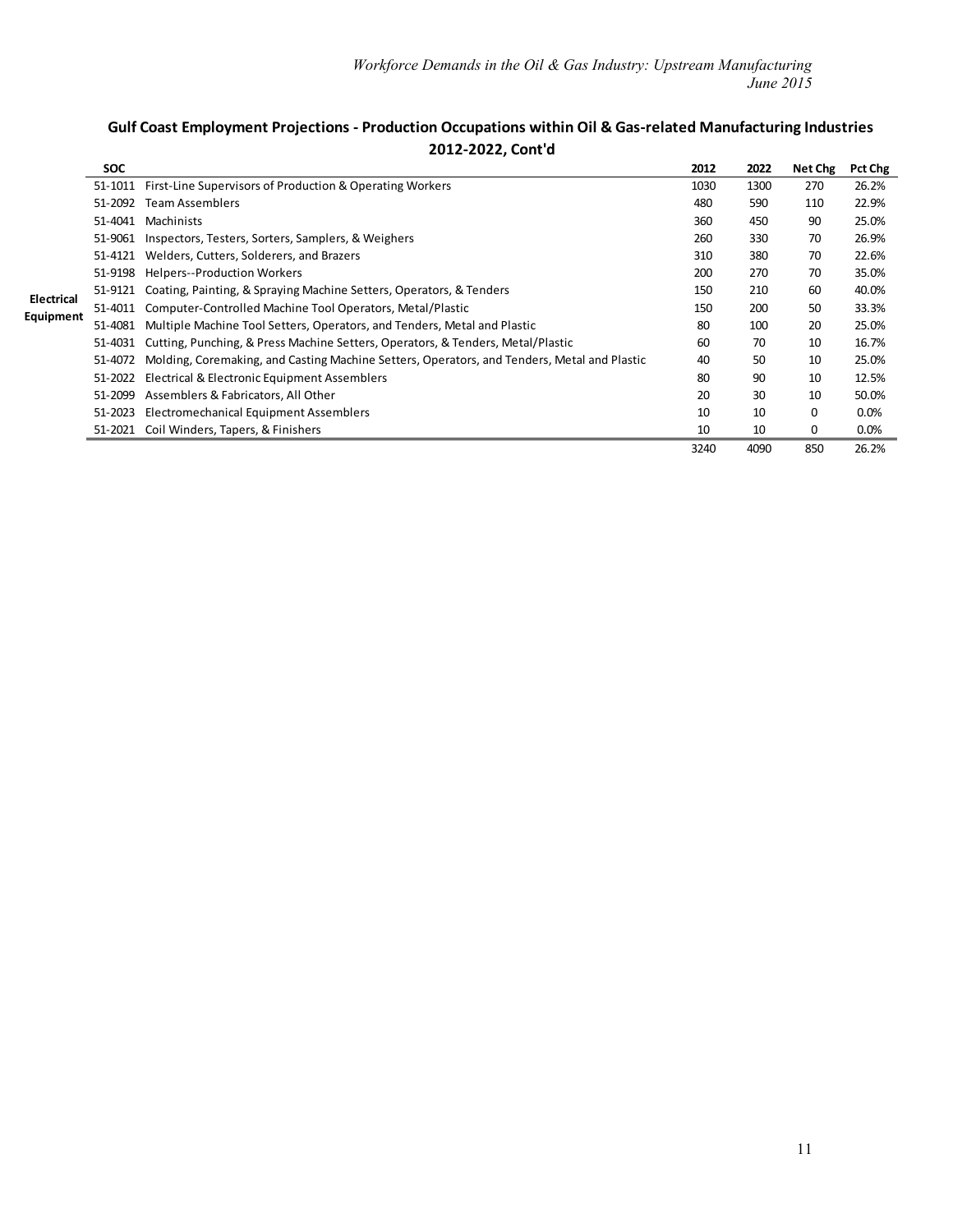## Gulf Coast Employment Projections - Production Occupations within Oil & Gas-related Manufacturing Industries 2012-2022, Cont'd

| | SOC | | 2012 | 2022 | Net Chg | Pct Chg |
|---|---|---|---|---|---|---|
| Electrical Equipment | 51-1011 | First-Line Supervisors of Production & Operating Workers | 1030 | 1300 | 270 | 26.2% |
| | 51-2092 | Team Assemblers | 480 | 590 | 110 | 22.9% |
| | 51-4041 | Machinists | 360 | 450 | 90 | 25.0% |
| | 51-9061 | Inspectors, Testers, Sorters, Samplers, & Weighers | 260 | 330 | 70 | 26.9% |
| | 51-4121 | Welders, Cutters, Solderers, and Brazers | 310 | 380 | 70 | 22.6% |
| | 51-9198 | Helpers--Production Workers | 200 | 270 | 70 | 35.0% |
| | 51-9121 | Coating, Painting, & Spraying Machine Setters, Operators, & Tenders | 150 | 210 | 60 | 40.0% |
| | 51-4011 | Computer-Controlled Machine Tool Operators, Metal/Plastic | 150 | 200 | 50 | 33.3% |
| | 51-4081 | Multiple Machine Tool Setters, Operators, and Tenders, Metal and Plastic | 80 | 100 | 20 | 25.0% |
| | 51-4031 | Cutting, Punching, & Press Machine Setters, Operators, & Tenders, Metal/Plastic | 60 | 70 | 10 | 16.7% |
| | 51-4072 | Molding, Coremaking, and Casting Machine Setters, Operators, and Tenders, Metal and Plastic | 40 | 50 | 10 | 25.0% |
| | 51-2022 | Electrical & Electronic Equipment Assemblers | 80 | 90 | 10 | 12.5% |
| | 51-2099 | Assemblers & Fabricators, All Other | 20 | 30 | 10 | 50.0% |
| | 51-2023 | Electromechanical Equipment Assemblers | 10 | 10 | 0 | 0.0% |
| | 51-2021 | Coil Winders, Tapers, & Finishers | 10 | 10 | 0 | 0.0% |
| | | | 3240 | 4090 | 850 | 26.2% |